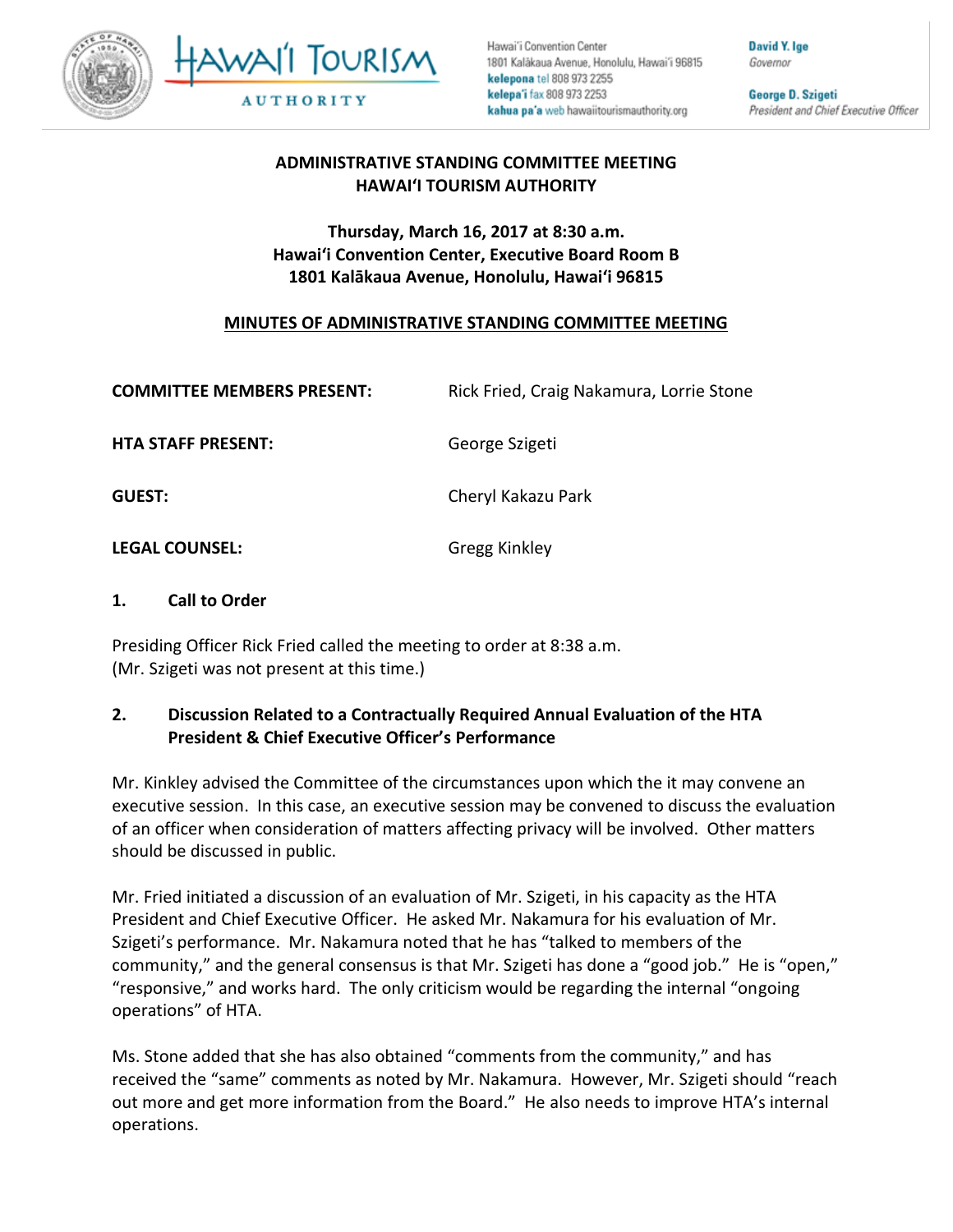Hawaiʻi Tourism Authority

Hawaiʻi Convention Center
1801 Kalākaua Avenue, Honolulu, Hawaiʻi 96815
**kelepona** tel 808 973 2255
**kelepaʻi** fax 808 973 2253
**kahua paʻa** web hawaiitourismauthority.org

**David Y. Ige**
*Governor*

**George D. Szigeti**
*President and Chief Executive Officer*

**ADMINISTRATIVE STANDING COMMITTEE MEETING**
**HAWAIʻI TOURISM AUTHORITY**

**Thursday, March 16, 2017 at 8:30 a.m.**
**Hawaiʻi Convention Center, Executive Board Room B**
**1801 Kalākaua Avenue, Honolulu, Hawaiʻi 96815**

**MINUTES OF ADMINISTRATIVE STANDING COMMITTEE MEETING**

| | |
|---|---|
| **COMMITTEE MEMBERS PRESENT:** | Rick Fried, Craig Nakamura, Lorrie Stone |
| **HTA STAFF PRESENT:** | George Szigeti |
| **GUEST:** | Cheryl Kakazu Park |
| **LEGAL COUNSEL:** | Gregg Kinkley |

## 1. Call to Order

Presiding Officer Rick Fried called the meeting to order at 8:38 a.m.
(Mr. Szigeti was not present at this time.)

## 2. Discussion Related to a Contractually Required Annual Evaluation of the HTA President & Chief Executive Officer's Performance

Mr. Kinkley advised the Committee of the circumstances upon which the it may convene an executive session. In this case, an executive session may be convened to discuss the evaluation of an officer when consideration of matters affecting privacy will be involved. Other matters should be discussed in public.

Mr. Fried initiated a discussion of an evaluation of Mr. Szigeti, in his capacity as the HTA President and Chief Executive Officer. He asked Mr. Nakamura for his evaluation of Mr. Szigeti's performance. Mr. Nakamura noted that he has "talked to members of the community," and the general consensus is that Mr. Szigeti has done a "good job." He is "open," "responsive," and works hard. The only criticism would be regarding the internal "ongoing operations" of HTA.

Ms. Stone added that she has also obtained "comments from the community," and has received the "same" comments as noted by Mr. Nakamura. However, Mr. Szigeti should "reach out more and get more information from the Board." He also needs to improve HTA's internal operations.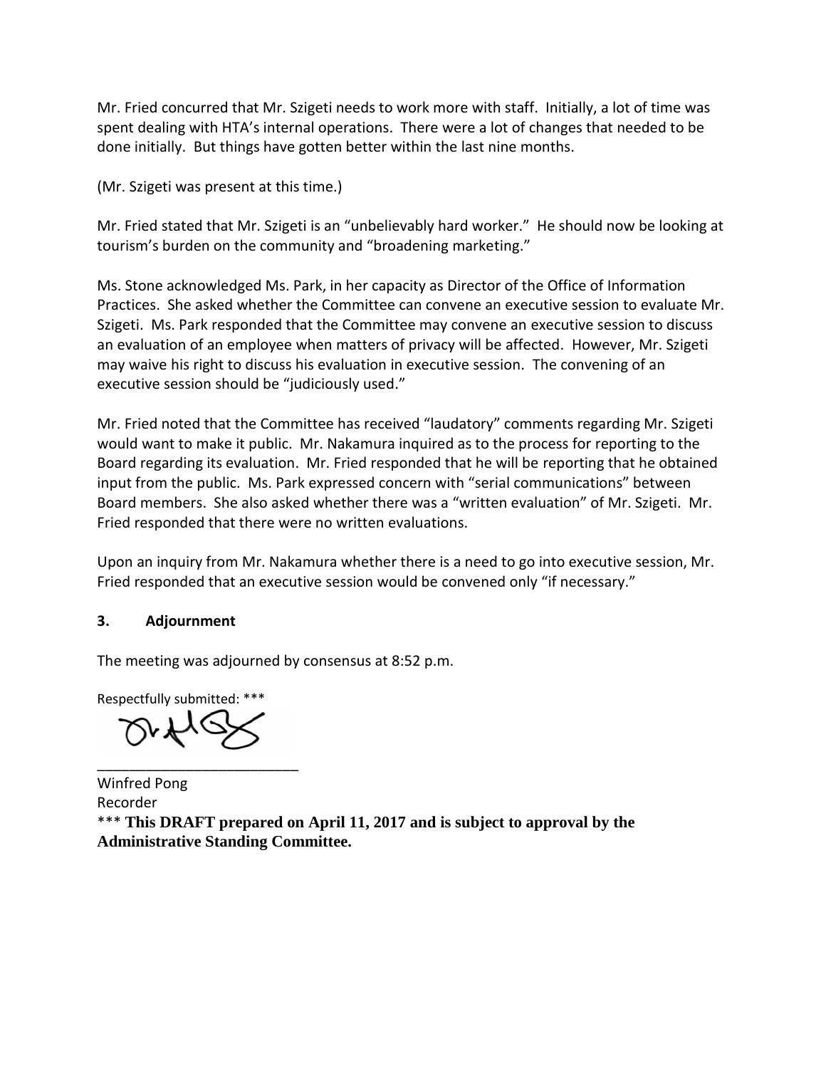Mr. Fried concurred that Mr. Szigeti needs to work more with staff. Initially, a lot of time was spent dealing with HTA's internal operations. There were a lot of changes that needed to be done initially. But things have gotten better within the last nine months.

(Mr. Szigeti was present at this time.)

Mr. Fried stated that Mr. Szigeti is an "unbelievably hard worker." He should now be looking at tourism's burden on the community and "broadening marketing."

Ms. Stone acknowledged Ms. Park, in her capacity as Director of the Office of Information Practices. She asked whether the Committee can convene an executive session to evaluate Mr. Szigeti. Ms. Park responded that the Committee may convene an executive session to discuss an evaluation of an employee when matters of privacy will be affected. However, Mr. Szigeti may waive his right to discuss his evaluation in executive session. The convening of an executive session should be "judiciously used."

Mr. Fried noted that the Committee has received "laudatory" comments regarding Mr. Szigeti would want to make it public. Mr. Nakamura inquired as to the process for reporting to the Board regarding its evaluation. Mr. Fried responded that he will be reporting that he obtained input from the public. Ms. Park expressed concern with "serial communications" between Board members. She also asked whether there was a "written evaluation" of Mr. Szigeti. Mr. Fried responded that there were no written evaluations.

Upon an inquiry from Mr. Nakamura whether there is a need to go into executive session, Mr. Fried responded that an executive session would be convened only "if necessary."

### 3. Adjournment

The meeting was adjourned by consensus at 8:52 p.m.

Respectfully submitted: ***

_________________________
Winfred Pong
Recorder

*** **This DRAFT prepared on April 11, 2017 and is subject to approval by the Administrative Standing Committee.**